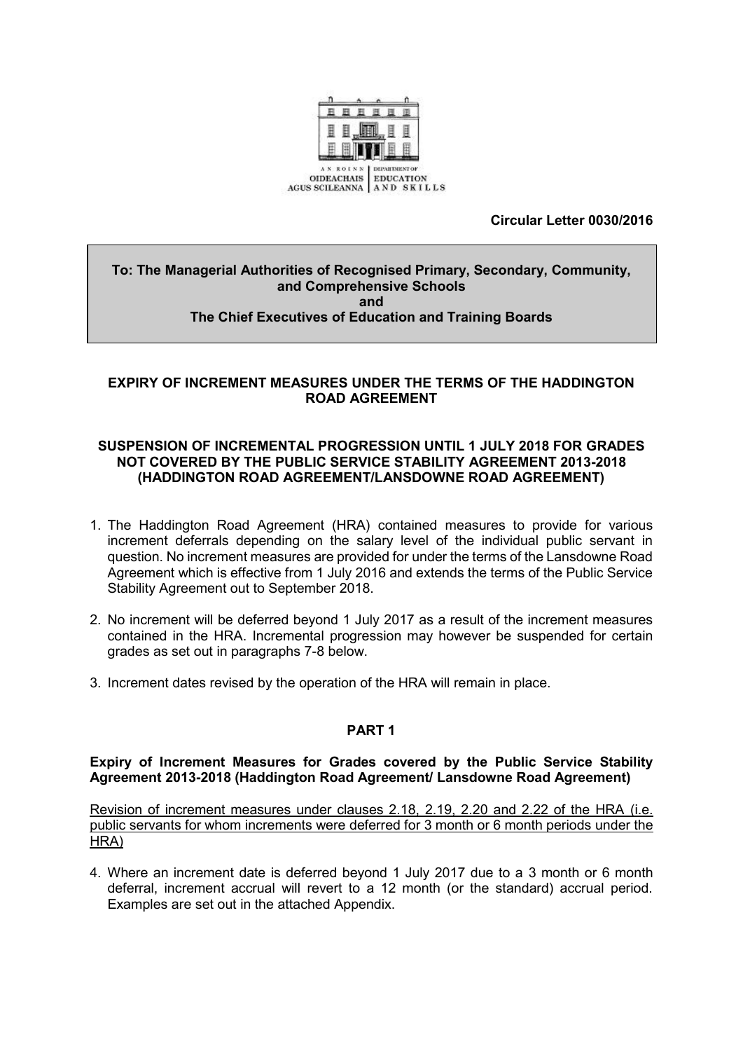AN ROINN OIDEACHAIS AGUS SCILEANNA | DEPARTMENT OF EDUCATION AND SKILLS

**Circular Letter 0030/2016**

**To: The Managerial Authorities of Recognised Primary, Secondary, Community, and Comprehensive Schools**
**and**
**The Chief Executives of Education and Training Boards**

## EXPIRY OF INCREMENT MEASURES UNDER THE TERMS OF THE HADDINGTON ROAD AGREEMENT

## SUSPENSION OF INCREMENTAL PROGRESSION UNTIL 1 JULY 2018 FOR GRADES NOT COVERED BY THE PUBLIC SERVICE STABILITY AGREEMENT 2013-2018 (HADDINGTON ROAD AGREEMENT/LANSDOWNE ROAD AGREEMENT)

1. The Haddington Road Agreement (HRA) contained measures to provide for various increment deferrals depending on the salary level of the individual public servant in question. No increment measures are provided for under the terms of the Lansdowne Road Agreement which is effective from 1 July 2016 and extends the terms of the Public Service Stability Agreement out to September 2018.

2. No increment will be deferred beyond 1 July 2017 as a result of the increment measures contained in the HRA. Incremental progression may however be suspended for certain grades as set out in paragraphs 7-8 below.

3. Increment dates revised by the operation of the HRA will remain in place.

## PART 1

### Expiry of Increment Measures for Grades covered by the Public Service Stability Agreement 2013-2018 (Haddington Road Agreement/ Lansdowne Road Agreement)

Revision of increment measures under clauses 2.18, 2.19, 2.20 and 2.22 of the HRA (i.e. public servants for whom increments were deferred for 3 month or 6 month periods under the HRA)

4. Where an increment date is deferred beyond 1 July 2017 due to a 3 month or 6 month deferral, increment accrual will revert to a 12 month (or the standard) accrual period. Examples are set out in the attached Appendix.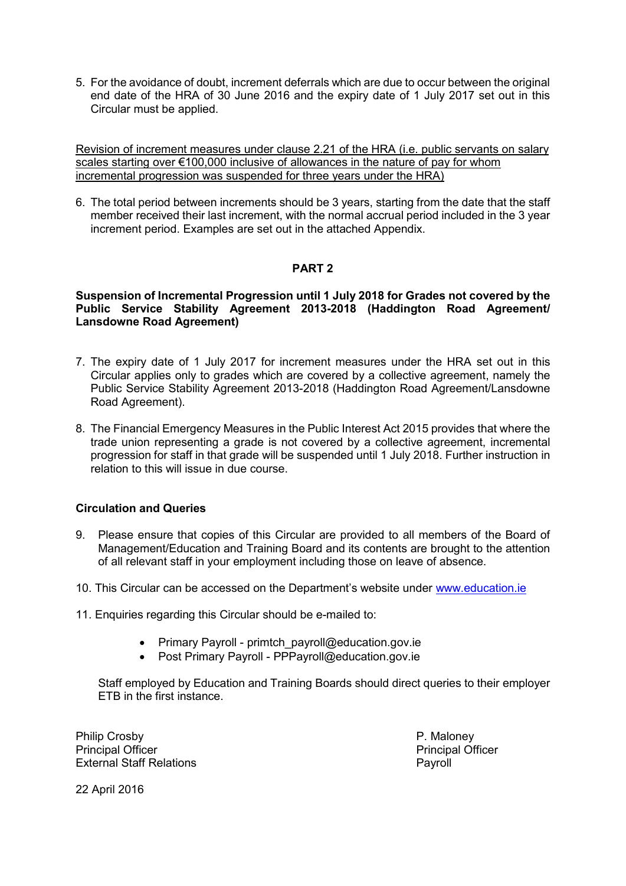5. For the avoidance of doubt, increment deferrals which are due to occur between the original end date of the HRA of 30 June 2016 and the expiry date of 1 July 2017 set out in this Circular must be applied.

<u>Revision of increment measures under clause 2.21 of the HRA (i.e. public servants on salary scales starting over €100,000 inclusive of allowances in the nature of pay for whom incremental progression was suspended for three years under the HRA)</u>

6. The total period between increments should be 3 years, starting from the date that the staff member received their last increment, with the normal accrual period included in the 3 year increment period. Examples are set out in the attached Appendix.

## PART 2

**Suspension of Incremental Progression until 1 July 2018 for Grades not covered by the Public Service Stability Agreement 2013-2018 (Haddington Road Agreement/ Lansdowne Road Agreement)**

7. The expiry date of 1 July 2017 for increment measures under the HRA set out in this Circular applies only to grades which are covered by a collective agreement, namely the Public Service Stability Agreement 2013-2018 (Haddington Road Agreement/Lansdowne Road Agreement).

8. The Financial Emergency Measures in the Public Interest Act 2015 provides that where the trade union representing a grade is not covered by a collective agreement, incremental progression for staff in that grade will be suspended until 1 July 2018. Further instruction in relation to this will issue in due course.

**Circulation and Queries**

9. Please ensure that copies of this Circular are provided to all members of the Board of Management/Education and Training Board and its contents are brought to the attention of all relevant staff in your employment including those on leave of absence.

10. This Circular can be accessed on the Department's website under www.education.ie

11. Enquiries regarding this Circular should be e-mailed to:

    - Primary Payroll - primtch_payroll@education.gov.ie
    - Post Primary Payroll - PPPayroll@education.gov.ie

    Staff employed by Education and Training Boards should direct queries to their employer ETB in the first instance.

Philip Crosby
Principal Officer
External Staff Relations

P. Maloney
Principal Officer
Payroll

22 April 2016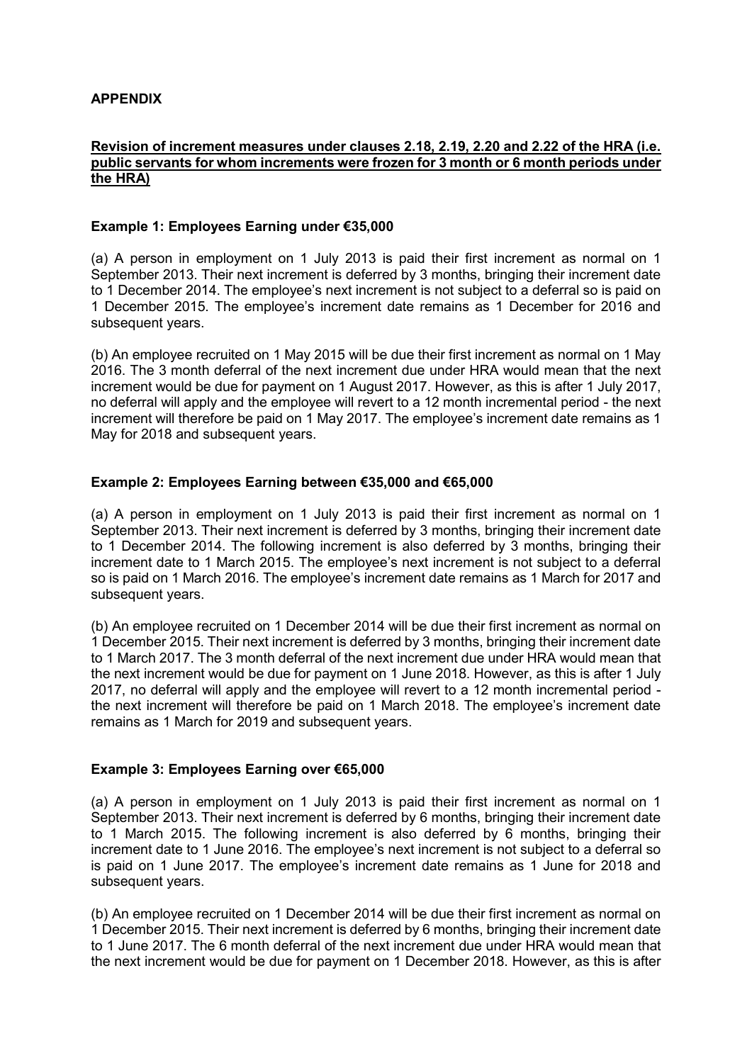**APPENDIX**

**Revision of increment measures under clauses 2.18, 2.19, 2.20 and 2.22 of the HRA (i.e. public servants for whom increments were frozen for 3 month or 6 month periods under the HRA)**

**Example 1: Employees Earning under €35,000**

(a) A person in employment on 1 July 2013 is paid their first increment as normal on 1 September 2013. Their next increment is deferred by 3 months, bringing their increment date to 1 December 2014. The employee's next increment is not subject to a deferral so is paid on 1 December 2015. The employee's increment date remains as 1 December for 2016 and subsequent years.

(b) An employee recruited on 1 May 2015 will be due their first increment as normal on 1 May 2016. The 3 month deferral of the next increment due under HRA would mean that the next increment would be due for payment on 1 August 2017. However, as this is after 1 July 2017, no deferral will apply and the employee will revert to a 12 month incremental period - the next increment will therefore be paid on 1 May 2017. The employee's increment date remains as 1 May for 2018 and subsequent years.

**Example 2: Employees Earning between €35,000 and €65,000**

(a) A person in employment on 1 July 2013 is paid their first increment as normal on 1 September 2013. Their next increment is deferred by 3 months, bringing their increment date to 1 December 2014. The following increment is also deferred by 3 months, bringing their increment date to 1 March 2015. The employee's next increment is not subject to a deferral so is paid on 1 March 2016. The employee's increment date remains as 1 March for 2017 and subsequent years.

(b) An employee recruited on 1 December 2014 will be due their first increment as normal on 1 December 2015. Their next increment is deferred by 3 months, bringing their increment date to 1 March 2017. The 3 month deferral of the next increment due under HRA would mean that the next increment would be due for payment on 1 June 2018. However, as this is after 1 July 2017, no deferral will apply and the employee will revert to a 12 month incremental period - the next increment will therefore be paid on 1 March 2018. The employee's increment date remains as 1 March for 2019 and subsequent years.

**Example 3: Employees Earning over €65,000**

(a) A person in employment on 1 July 2013 is paid their first increment as normal on 1 September 2013. Their next increment is deferred by 6 months, bringing their increment date to 1 March 2015. The following increment is also deferred by 6 months, bringing their increment date to 1 June 2016. The employee's next increment is not subject to a deferral so is paid on 1 June 2017. The employee's increment date remains as 1 June for 2018 and subsequent years.

(b) An employee recruited on 1 December 2014 will be due their first increment as normal on 1 December 2015. Their next increment is deferred by 6 months, bringing their increment date to 1 June 2017. The 6 month deferral of the next increment due under HRA would mean that the next increment would be due for payment on 1 December 2018. However, as this is after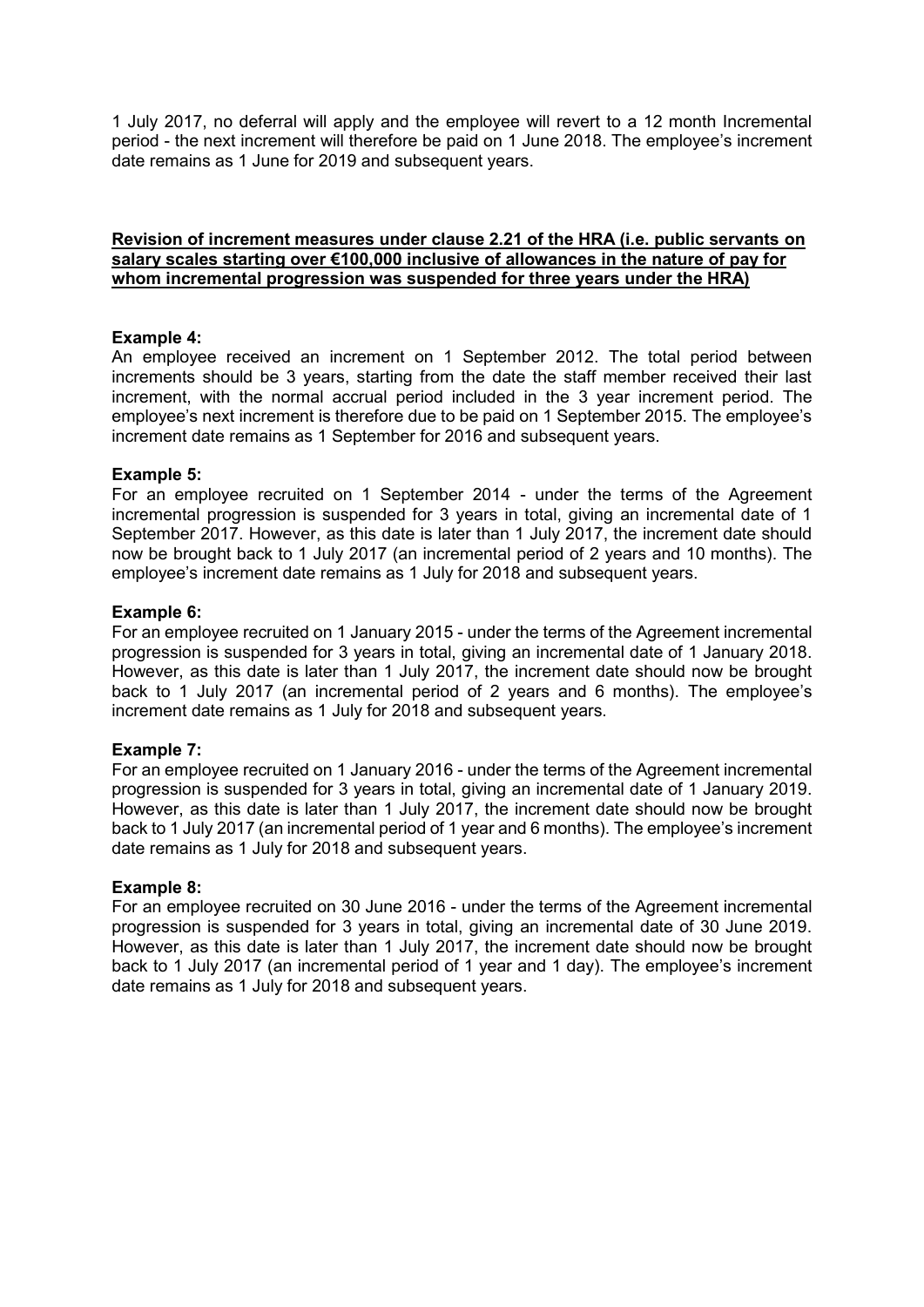1 July 2017, no deferral will apply and the employee will revert to a 12 month Incremental period - the next increment will therefore be paid on 1 June 2018. The employee's increment date remains as 1 June for 2019 and subsequent years.

**Revision of increment measures under clause 2.21 of the HRA (i.e. public servants on salary scales starting over €100,000 inclusive of allowances in the nature of pay for whom incremental progression was suspended for three years under the HRA)**

**Example 4:**
An employee received an increment on 1 September 2012. The total period between increments should be 3 years, starting from the date the staff member received their last increment, with the normal accrual period included in the 3 year increment period. The employee's next increment is therefore due to be paid on 1 September 2015. The employee's increment date remains as 1 September for 2016 and subsequent years.

**Example 5:**
For an employee recruited on 1 September 2014 - under the terms of the Agreement incremental progression is suspended for 3 years in total, giving an incremental date of 1 September 2017. However, as this date is later than 1 July 2017, the increment date should now be brought back to 1 July 2017 (an incremental period of 2 years and 10 months). The employee's increment date remains as 1 July for 2018 and subsequent years.

**Example 6:**
For an employee recruited on 1 January 2015 - under the terms of the Agreement incremental progression is suspended for 3 years in total, giving an incremental date of 1 January 2018. However, as this date is later than 1 July 2017, the increment date should now be brought back to 1 July 2017 (an incremental period of 2 years and 6 months). The employee's increment date remains as 1 July for 2018 and subsequent years.

**Example 7:**
For an employee recruited on 1 January 2016 - under the terms of the Agreement incremental progression is suspended for 3 years in total, giving an incremental date of 1 January 2019. However, as this date is later than 1 July 2017, the increment date should now be brought back to 1 July 2017 (an incremental period of 1 year and 6 months). The employee's increment date remains as 1 July for 2018 and subsequent years.

**Example 8:**
For an employee recruited on 30 June 2016 - under the terms of the Agreement incremental progression is suspended for 3 years in total, giving an incremental date of 30 June 2019. However, as this date is later than 1 July 2017, the increment date should now be brought back to 1 July 2017 (an incremental period of 1 year and 1 day). The employee's increment date remains as 1 July for 2018 and subsequent years.